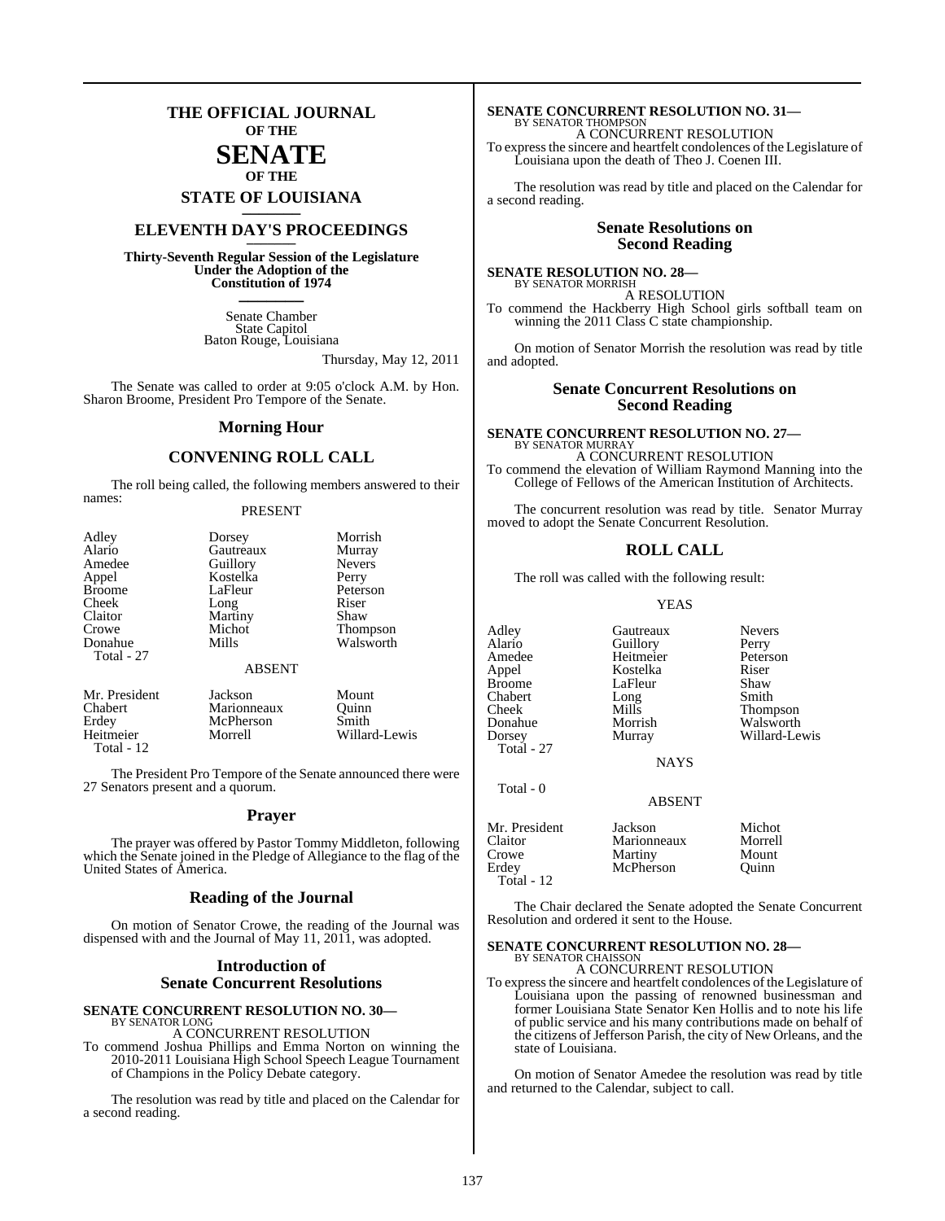# THE OFFICIAL JOURNAL OF THE SENATE OF THE STATE OF LOUISIANA

## ELEVENTH DAY'S PROCEEDINGS

**Thirty-Seventh Regular Session of the Legislature Under the Adoption of the Constitution of 1974**

Senate Chamber
State Capitol
Baton Rouge, Louisiana

Thursday, May 12, 2011

The Senate was called to order at 9:05 o'clock A.M. by Hon. Sharon Broome, President Pro Tempore of the Senate.

## Morning Hour

## CONVENING ROLL CALL

The roll being called, the following members answered to their names:

PRESENT

| | | |
|---|---|---|
| Adley | Dorsey | Morrish |
| Alario | Gautreaux | Murray |
| Amedee | Guillory | Nevers |
| Appel | Kostelka | Perry |
| Broome | LaFleur | Peterson |
| Cheek | Long | Riser |
| Claitor | Martiny | Shaw |
| Crowe | Michot | Thompson |
| Donahue | Mills | Walsworth |
| Total - 27 | | |

ABSENT

| | | |
|---|---|---|
| Mr. President | Jackson | Mount |
| Chabert | Marionneaux | Quinn |
| Erdey | McPherson | Smith |
| Heitmeier | Morrell | Willard-Lewis |
| Total - 12 | | |

The President Pro Tempore of the Senate announced there were 27 Senators present and a quorum.

## Prayer

The prayer was offered by Pastor Tommy Middleton, following which the Senate joined in the Pledge of Allegiance to the flag of the United States of America.

## Reading of the Journal

On motion of Senator Crowe, the reading of the Journal was dispensed with and the Journal of May 11, 2011, was adopted.

## Introduction of Senate Concurrent Resolutions

**SENATE CONCURRENT RESOLUTION NO. 30—**
BY SENATOR LONG

A CONCURRENT RESOLUTION

To commend Joshua Phillips and Emma Norton on winning the 2010-2011 Louisiana High School Speech League Tournament of Champions in the Policy Debate category.

The resolution was read by title and placed on the Calendar for a second reading.

**SENATE CONCURRENT RESOLUTION NO. 31—**
BY SENATOR THOMPSON

A CONCURRENT RESOLUTION

To express the sincere and heartfelt condolences of the Legislature of Louisiana upon the death of Theo J. Coenen III.

The resolution was read by title and placed on the Calendar for a second reading.

## Senate Resolutions on Second Reading

**SENATE RESOLUTION NO. 28—**
BY SENATOR MORRISH

A RESOLUTION

To commend the Hackberry High School girls softball team on winning the 2011 Class C state championship.

On motion of Senator Morrish the resolution was read by title and adopted.

## Senate Concurrent Resolutions on Second Reading

**SENATE CONCURRENT RESOLUTION NO. 27—**
BY SENATOR MURRAY

A CONCURRENT RESOLUTION

To commend the elevation of William Raymond Manning into the College of Fellows of the American Institution of Architects.

The concurrent resolution was read by title. Senator Murray moved to adopt the Senate Concurrent Resolution.

## ROLL CALL

The roll was called with the following result:

YEAS

| | | |
|---|---|---|
| Adley | Gautreaux | Nevers |
| Alario | Guillory | Perry |
| Amedee | Heitmeier | Peterson |
| Appel | Kostelka | Riser |
| Broome | LaFleur | Shaw |
| Chabert | Long | Smith |
| Cheek | Mills | Thompson |
| Donahue | Morrish | Walsworth |
| Dorsey | Murray | Willard-Lewis |
| Total - 27 | | |

NAYS

Total - 0

ABSENT

| | | |
|---|---|---|
| Mr. President | Jackson | Michot |
| Claitor | Marionneaux | Morrell |
| Crowe | Martiny | Mount |
| Erdey | McPherson | Quinn |
| Total - 12 | | |

The Chair declared the Senate adopted the Senate Concurrent Resolution and ordered it sent to the House.

**SENATE CONCURRENT RESOLUTION NO. 28—**
BY SENATOR CHAISSON

A CONCURRENT RESOLUTION

To express the sincere and heartfelt condolences of the Legislature of Louisiana upon the passing of renowned businessman and former Louisiana State Senator Ken Hollis and to note his life of public service and his many contributions made on behalf of the citizens of Jefferson Parish, the city of New Orleans, and the state of Louisiana.

On motion of Senator Amedee the resolution was read by title and returned to the Calendar, subject to call.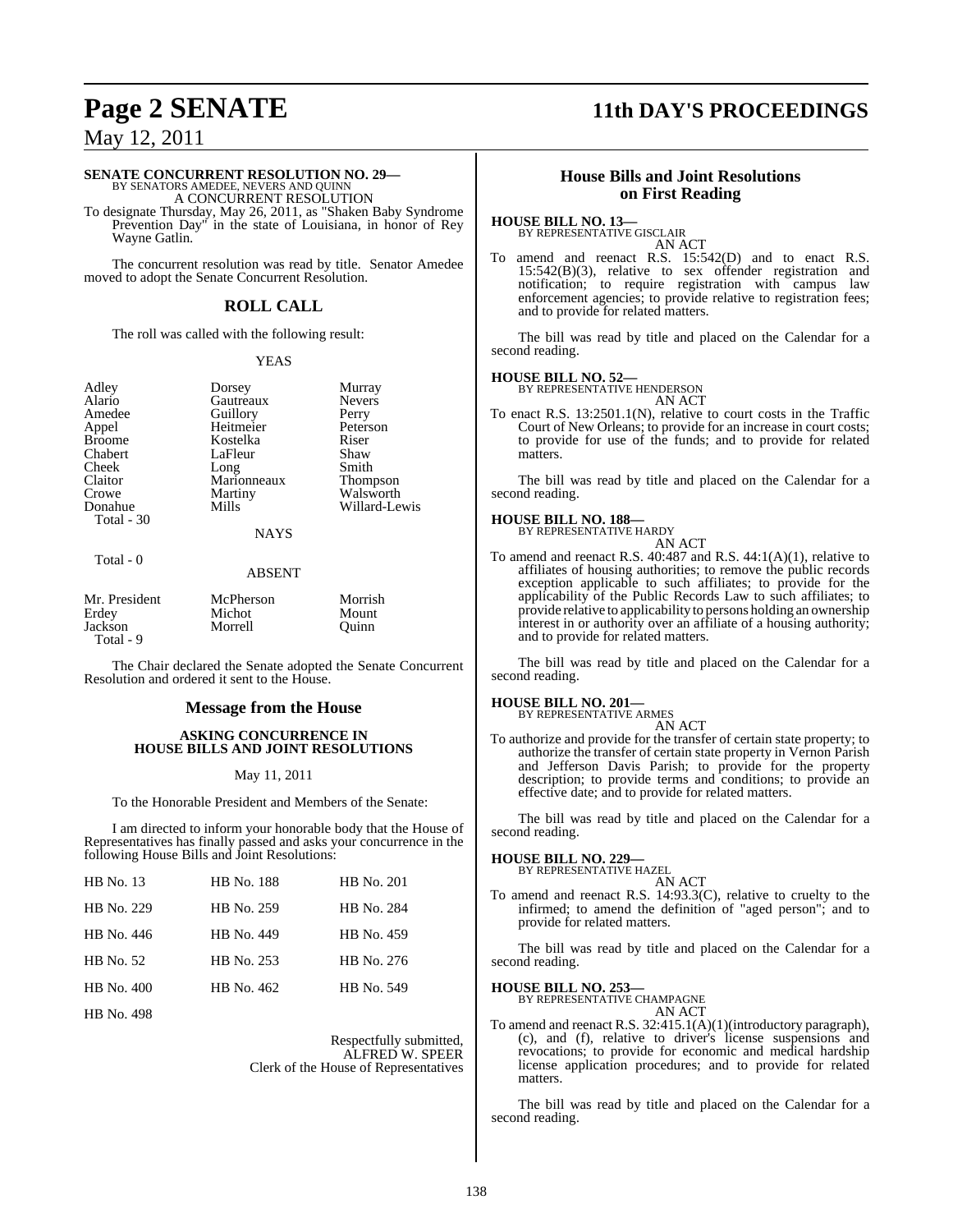**SENATE CONCURRENT RESOLUTION NO. 29—**
BY SENATORS AMEDEE, NEVERS AND QUINN

A CONCURRENT RESOLUTION

To designate Thursday, May 26, 2011, as "Shaken Baby Syndrome Prevention Day" in the state of Louisiana, in honor of Rey Wayne Gatlin.

The concurrent resolution was read by title. Senator Amedee moved to adopt the Senate Concurrent Resolution.

## ROLL CALL

The roll was called with the following result:

YEAS

| | | |
|---|---|---|
| Adley | Dorsey | Murray |
| Alario | Gautreaux | Nevers |
| Amedee | Guillory | Perry |
| Appel | Heitmeier | Peterson |
| Broome | Kostelka | Riser |
| Chabert | LaFleur | Shaw |
| Cheek | Long | Smith |
| Claitor | Marionneaux | Thompson |
| Crowe | Martiny | Walsworth |
| Donahue | Mills | Willard-Lewis |
| Total - 30 | | |

NAYS

Total - 0

ABSENT

| | | |
|---|---|---|
| Mr. President | McPherson | Morrish |
| Erdey | Michot | Mount |
| Jackson | Morrell | Quinn |
| Total - 9 | | |

The Chair declared the Senate adopted the Senate Concurrent Resolution and ordered it sent to the House.

## Message from the House

### ASKING CONCURRENCE IN HOUSE BILLS AND JOINT RESOLUTIONS

May 11, 2011

To the Honorable President and Members of the Senate:

I am directed to inform your honorable body that the House of Representatives has finally passed and asks your concurrence in the following House Bills and Joint Resolutions:

| | | |
|---|---|---|
| HB No. 13 | HB No. 188 | HB No. 201 |
| HB No. 229 | HB No. 259 | HB No. 284 |
| HB No. 446 | HB No. 449 | HB No. 459 |
| HB No. 52 | HB No. 253 | HB No. 276 |
| HB No. 400 | HB No. 462 | HB No. 549 |
| HB No. 498 | | |

Respectfully submitted,
ALFRED W. SPEER
Clerk of the House of Representatives

## House Bills and Joint Resolutions on First Reading

**HOUSE BILL NO. 13—**
BY REPRESENTATIVE GISCLAIR

AN ACT

To amend and reenact R.S. 15:542(D) and to enact R.S. 15:542(B)(3), relative to sex offender registration and notification; to require registration with campus law enforcement agencies; to provide relative to registration fees; and to provide for related matters.

The bill was read by title and placed on the Calendar for a second reading.

**HOUSE BILL NO. 52—**
BY REPRESENTATIVE HENDERSON

AN ACT

To enact R.S. 13:2501.1(N), relative to court costs in the Traffic Court of New Orleans; to provide for an increase in court costs; to provide for use of the funds; and to provide for related matters.

The bill was read by title and placed on the Calendar for a second reading.

**HOUSE BILL NO. 188—**
BY REPRESENTATIVE HARDY

AN ACT

To amend and reenact R.S. 40:487 and R.S. 44:1(A)(1), relative to affiliates of housing authorities; to remove the public records exception applicable to such affiliates; to provide for the applicability of the Public Records Law to such affiliates; to provide relative to applicability to persons holding an ownership interest in or authority over an affiliate of a housing authority; and to provide for related matters.

The bill was read by title and placed on the Calendar for a second reading.

**HOUSE BILL NO. 201—**
BY REPRESENTATIVE ARMES

AN ACT

To authorize and provide for the transfer of certain state property; to authorize the transfer of certain state property in Vernon Parish and Jefferson Davis Parish; to provide for the property description; to provide terms and conditions; to provide an effective date; and to provide for related matters.

The bill was read by title and placed on the Calendar for a second reading.

**HOUSE BILL NO. 229—**
BY REPRESENTATIVE HAZEL

AN ACT

To amend and reenact R.S. 14:93.3(C), relative to cruelty to the infirmed; to amend the definition of "aged person"; and to provide for related matters.

The bill was read by title and placed on the Calendar for a second reading.

**HOUSE BILL NO. 253—**
BY REPRESENTATIVE CHAMPAGNE

AN ACT

To amend and reenact R.S. 32:415.1(A)(1)(introductory paragraph), (c), and (f), relative to driver's license suspensions and revocations; to provide for economic and medical hardship license application procedures; and to provide for related matters.

The bill was read by title and placed on the Calendar for a second reading.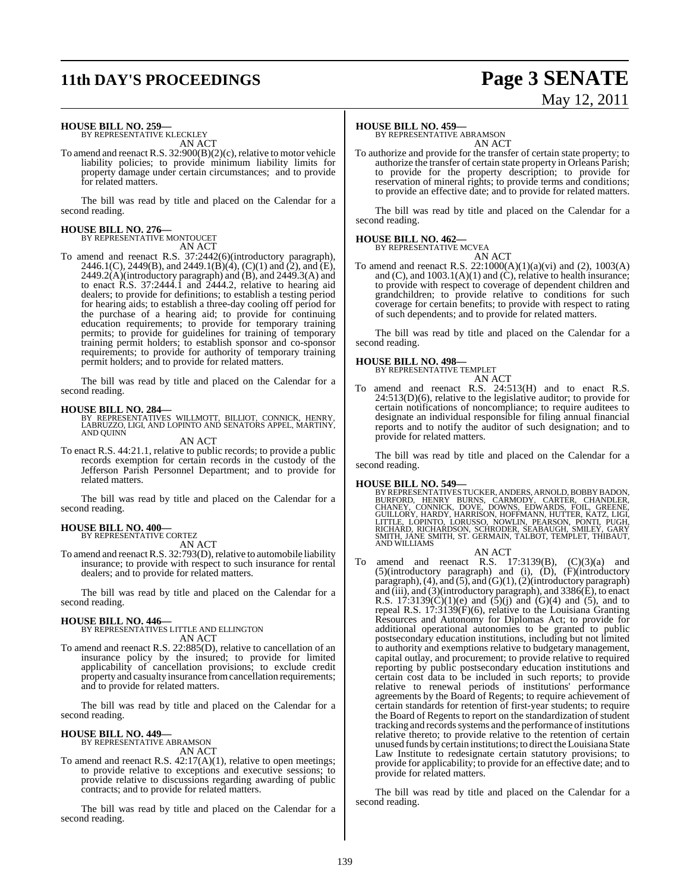**HOUSE BILL NO. 259—**
BY REPRESENTATIVE KLECKLEY

AN ACT

To amend and reenact R.S. 32:900(B)(2)(c), relative to motor vehicle liability policies; to provide minimum liability limits for property damage under certain circumstances; and to provide for related matters.

The bill was read by title and placed on the Calendar for a second reading.

**HOUSE BILL NO. 276—**
BY REPRESENTATIVE MONTOUCET

AN ACT

To amend and reenact R.S. 37:2442(6)(introductory paragraph), 2446.1(C), 2449(B), and 2449.1(B)(4), (C)(1) and (2), and (E), 2449.2(A)(introductory paragraph) and (B), and 2449.3(A) and to enact R.S. 37:2444.1 and 2444.2, relative to hearing aid dealers; to provide for definitions; to establish a testing period for hearing aids; to establish a three-day cooling off period for the purchase of a hearing aid; to provide for continuing education requirements; to provide for temporary training permits; to provide for guidelines for training of temporary training permit holders; to establish sponsor and co-sponsor requirements; to provide for authority of temporary training permit holders; and to provide for related matters.

The bill was read by title and placed on the Calendar for a second reading.

**HOUSE BILL NO. 284—**
BY REPRESENTATIVES WILLMOTT, BILLIOT, CONNICK, HENRY, LABRUZZO, LIGI, AND LOPINTO AND SENATORS APPEL, MARTINY, AND QUINN

AN ACT

To enact R.S. 44:21.1, relative to public records; to provide a public records exemption for certain records in the custody of the Jefferson Parish Personnel Department; and to provide for related matters.

The bill was read by title and placed on the Calendar for a second reading.

**HOUSE BILL NO. 400—**
BY REPRESENTATIVE CORTEZ

AN ACT

To amend and reenact R.S. 32:793(D), relative to automobile liability insurance; to provide with respect to such insurance for rental dealers; and to provide for related matters.

The bill was read by title and placed on the Calendar for a second reading.

**HOUSE BILL NO. 446—**
BY REPRESENTATIVES LITTLE AND ELLINGTON

AN ACT

To amend and reenact R.S. 22:885(D), relative to cancellation of an insurance policy by the insured; to provide for limited applicability of cancellation provisions; to exclude credit property and casualty insurance from cancellation requirements; and to provide for related matters.

The bill was read by title and placed on the Calendar for a second reading.

**HOUSE BILL NO. 449—**
BY REPRESENTATIVE ABRAMSON

AN ACT

To amend and reenact R.S. 42:17(A)(1), relative to open meetings; to provide relative to exceptions and executive sessions; to provide relative to discussions regarding awarding of public contracts; and to provide for related matters.

The bill was read by title and placed on the Calendar for a second reading.

**HOUSE BILL NO. 459—**
BY REPRESENTATIVE ABRAMSON

AN ACT

To authorize and provide for the transfer of certain state property; to authorize the transfer of certain state property in Orleans Parish; to provide for the property description; to provide for reservation of mineral rights; to provide terms and conditions; to provide an effective date; and to provide for related matters.

The bill was read by title and placed on the Calendar for a second reading.

**HOUSE BILL NO. 462—**
BY REPRESENTATIVE MCVEA

AN ACT

To amend and reenact R.S. 22:1000(A)(1)(a)(vi) and (2), 1003(A) and (C), and 1003.1(A)(1) and (C), relative to health insurance; to provide with respect to coverage of dependent children and grandchildren; to provide relative to conditions for such coverage for certain benefits; to provide with respect to rating of such dependents; and to provide for related matters.

The bill was read by title and placed on the Calendar for a second reading.

**HOUSE BILL NO. 498—**
BY REPRESENTATIVE TEMPLET

AN ACT

To amend and reenact R.S. 24:513(H) and to enact R.S. 24:513(D)(6), relative to the legislative auditor; to provide for certain notifications of noncompliance; to require auditees to designate an individual responsible for filing annual financial reports and to notify the auditor of such designation; and to provide for related matters.

The bill was read by title and placed on the Calendar for a second reading.

**HOUSE BILL NO. 549—**
BY REPRESENTATIVES TUCKER, ANDERS, ARNOLD, BOBBY BADON, BURFORD, HENRY BURNS, CARMODY, CARTER, CHANDLER, CHANEY, CONNICK, DOVE, DOWNS, EDWARDS, FOIL, GREENE, GUILLORY, HARDY, HARRISON, HOFFMANN, HUTTER, KATZ, LIGI, LITTLE, LOPINTO, LORUSSO, NOWLIN, PEARSON, PONTI, PUGH, RICHARD, RICHARDSON, SCHRODER, SEABAUGH, SMILEY, GARY SMITH, JANE SMITH, ST. GERMAIN, TALBOT, TEMPLET, THIBAUT, AND WILLIAMS

AN ACT

To amend and reenact R.S. 17:3139(B), (C)(3)(a) and (5)(introductory paragraph) and (i), (D), (F)(introductory paragraph), (4), and (5), and (G)(1), (2)(introductory paragraph) and (iii), and (3)(introductory paragraph), and 3386(E), to enact R.S. 17:3139(C)(1)(e) and (5)(j) and (G)(4) and (5), and to repeal R.S. 17:3139(F)(6), relative to the Louisiana Granting Resources and Autonomy for Diplomas Act; to provide for additional operational autonomies to be granted to public postsecondary education institutions, including but not limited to authority and exemptions relative to budgetary management, capital outlay, and procurement; to provide relative to required reporting by public postsecondary education institutions and certain cost data to be included in such reports; to provide relative to renewal periods of institutions' performance agreements by the Board of Regents; to require achievement of certain standards for retention of first-year students; to require the Board of Regents to report on the standardization of student tracking and records systems and the performance of institutions relative thereto; to provide relative to the retention of certain unused funds by certain institutions; to direct the Louisiana State Law Institute to redesignate certain statutory provisions; to provide for applicability; to provide for an effective date; and to provide for related matters.

The bill was read by title and placed on the Calendar for a second reading.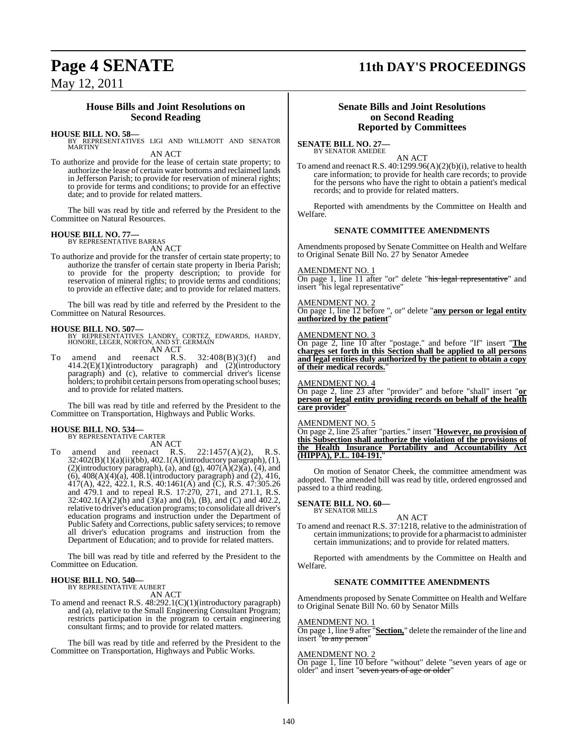## House Bills and Joint Resolutions on Second Reading

**HOUSE BILL NO. 58—**
BY REPRESENTATIVES LIGI AND WILLMOTT AND SENATOR MARTINY

AN ACT

To authorize and provide for the lease of certain state property; to authorize the lease of certain water bottoms and reclaimed lands in Jefferson Parish; to provide for reservation of mineral rights; to provide for terms and conditions; to provide for an effective date; and to provide for related matters.

The bill was read by title and referred by the President to the Committee on Natural Resources.

**HOUSE BILL NO. 77—**
BY REPRESENTATIVE BARRAS

AN ACT

To authorize and provide for the transfer of certain state property; to authorize the transfer of certain state property in Iberia Parish; to provide for the property description; to provide for reservation of mineral rights; to provide terms and conditions; to provide an effective date; and to provide for related matters.

The bill was read by title and referred by the President to the Committee on Natural Resources.

**HOUSE BILL NO. 507—**
BY REPRESENTATIVES LANDRY, CORTEZ, EDWARDS, HARDY, HONORE, LEGER, NORTON, AND ST. GERMAIN

AN ACT

To amend and reenact R.S. 32:408(B)(3)(f) and 414.2(E)(1)(introductory paragraph) and (2)(introductory paragraph) and (c), relative to commercial driver's license holders; to prohibit certain persons from operating school buses; and to provide for related matters.

The bill was read by title and referred by the President to the Committee on Transportation, Highways and Public Works.

**HOUSE BILL NO. 534—**
BY REPRESENTATIVE CARTER

AN ACT

To amend and reenact R.S. 22:1457(A)(2), R.S. 32:402(B)(1)(a)(ii)(bb), 402.1(A)(introductory paragraph), (1), (2)(introductory paragraph), (a), and (g), 407(A)(2)(a), (4), and (6), 408(A)(4)(a), 408.1(introductory paragraph) and (2), 416, 417(A), 422, 422.1, R.S. 40:1461(A) and (C), R.S. 47:305.26 and 479.1 and to repeal R.S. 17:270, 271, and 271.1, R.S. 32:402.1(A)(2)(h) and (3)(a) and (b), (B), and (C) and 402.2, relative to driver's education programs; to consolidate all driver's education programs and instruction under the Department of Public Safety and Corrections, public safety services; to remove all driver's education programs and instruction from the Department of Education; and to provide for related matters.

The bill was read by title and referred by the President to the Committee on Education.

**HOUSE BILL NO. 540—**
BY REPRESENTATIVE AUBERT

AN ACT

To amend and reenact R.S. 48:292.1(C)(1)(introductory paragraph) and (a), relative to the Small Engineering Consultant Program; restricts participation in the program to certain engineering consultant firms; and to provide for related matters.

The bill was read by title and referred by the President to the Committee on Transportation, Highways and Public Works.

## Senate Bills and Joint Resolutions on Second Reading Reported by Committees

**SENATE BILL NO. 27—**
BY SENATOR AMEDEE

AN ACT

To amend and reenact R.S. 40:1299.96(A)(2)(b)(i), relative to health care information; to provide for health care records; to provide for the persons who have the right to obtain a patient's medical records; and to provide for related matters.

Reported with amendments by the Committee on Health and Welfare.

### SENATE COMMITTEE AMENDMENTS

Amendments proposed by Senate Committee on Health and Welfare to Original Senate Bill No. 27 by Senator Amedee

AMENDMENT NO. 1
On page 1, line 11 after "or" delete "~~his legal representative~~" and insert "his legal representative"

AMENDMENT NO. 2
On page 1, line 12 before ", or" delete "**any person or legal entity authorized by the patient**"

AMENDMENT NO. 3
On page 2, line 10 after "postage." and before "If" insert "**The charges set forth in this Section shall be applied to all persons and legal entities duly authorized by the patient to obtain a copy of their medical records.**"

AMENDMENT NO. 4
On page 2, line 23 after "provider" and before "shall" insert "**or person or legal entity providing records on behalf of the health care provider**"

AMENDMENT NO. 5
On page 2, line 25 after "parties." insert "**However, no provision of this Subsection shall authorize the violation of the provisions of the Health Insurance Portability and Accountability Act (HIPPA), P.L. 104-191.**"

On motion of Senator Cheek, the committee amendment was adopted. The amended bill was read by title, ordered engrossed and passed to a third reading.

**SENATE BILL NO. 60—**
BY SENATOR MILLS

AN ACT

To amend and reenact R.S. 37:1218, relative to the administration of certain immunizations; to provide for a pharmacist to administer certain immunizations; and to provide for related matters.

Reported with amendments by the Committee on Health and Welfare.

### SENATE COMMITTEE AMENDMENTS

Amendments proposed by Senate Committee on Health and Welfare to Original Senate Bill No. 60 by Senator Mills

AMENDMENT NO. 1
On page 1, line 9 after "**Section,**" delete the remainder of the line and insert "~~to any person~~"

AMENDMENT NO. 2
On page 1, line 10 before "without" delete "seven years of age or older" and insert "~~seven years of age or older~~"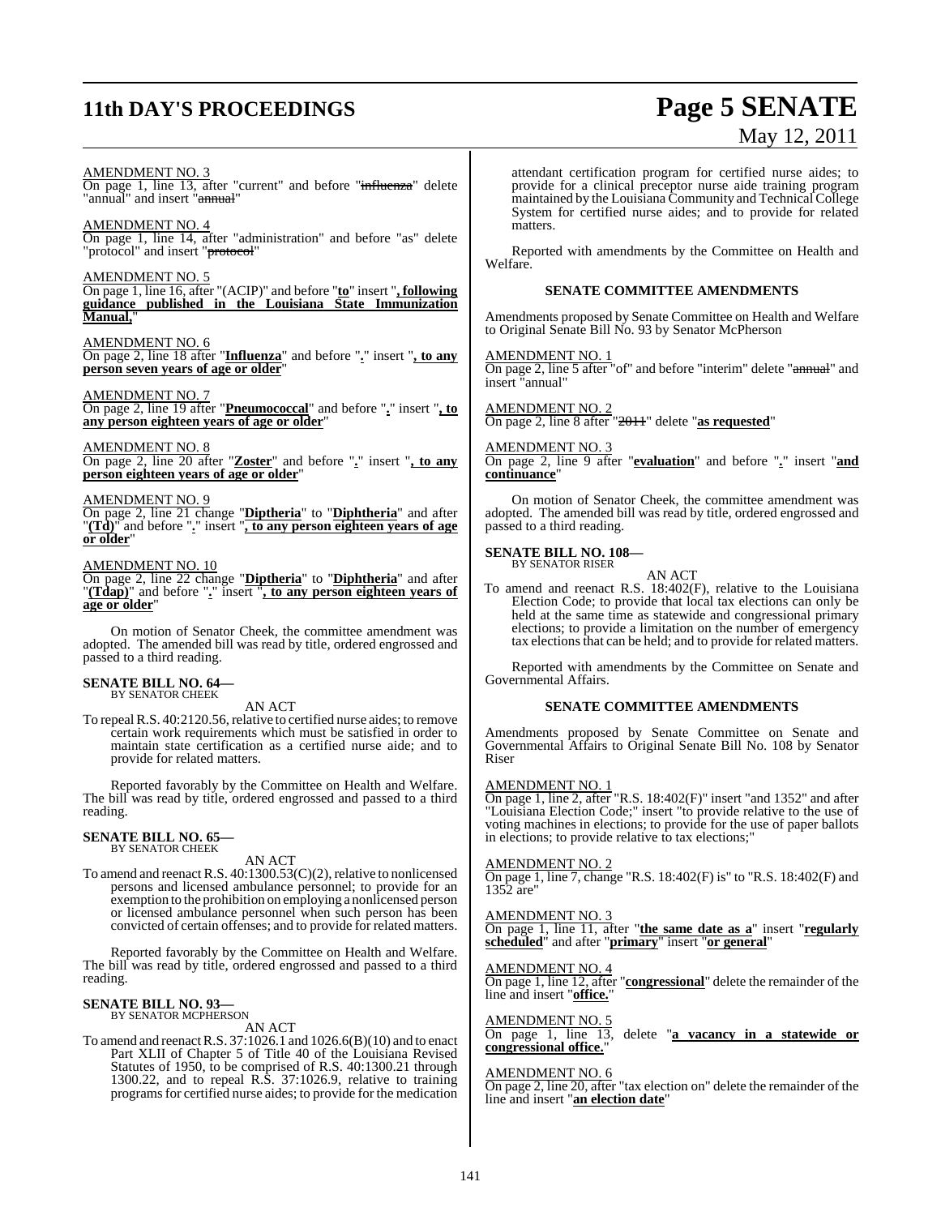AMENDMENT NO. 3
On page 1, line 13, after "current" and before "~~influenza~~" delete "annual" and insert "~~annual~~"

AMENDMENT NO. 4
On page 1, line 14, after "administration" and before "as" delete "protocol" and insert "~~protocol~~"

AMENDMENT NO. 5
On page 1, line 16, after "(ACIP)" and before "**to**" insert "**, following guidance published in the Louisiana State Immunization Manual,**"

AMENDMENT NO. 6
On page 2, line 18 after "**Influenza**" and before "**.**" insert "**, to any person seven years of age or older**"

AMENDMENT NO. 7
On page 2, line 19 after "**Pneumococcal**" and before "**.**" insert "**, to any person eighteen years of age or older**"

AMENDMENT NO. 8
On page 2, line 20 after "**Zoster**" and before "**.**" insert "**, to any person eighteen years of age or older**"

AMENDMENT NO. 9
On page 2, line 21 change "**Diptheria**" to "**Diphtheria**" and after "**(Td)**" and before "**.**" insert "**, to any person eighteen years of age or older**"

AMENDMENT NO. 10
On page 2, line 22 change "**Diptheria**" to "**Diphtheria**" and after "**(Tdap)**" and before "**.**" insert "**, to any person eighteen years of age or older**"

On motion of Senator Cheek, the committee amendment was adopted. The amended bill was read by title, ordered engrossed and passed to a third reading.

**SENATE BILL NO. 64—**
BY SENATOR CHEEK

AN ACT

To repeal R.S. 40:2120.56, relative to certified nurse aides; to remove certain work requirements which must be satisfied in order to maintain state certification as a certified nurse aide; and to provide for related matters.

Reported favorably by the Committee on Health and Welfare. The bill was read by title, ordered engrossed and passed to a third reading.

**SENATE BILL NO. 65—**
BY SENATOR CHEEK

AN ACT

To amend and reenact R.S. 40:1300.53(C)(2), relative to nonlicensed persons and licensed ambulance personnel; to provide for an exemption to the prohibition on employing a nonlicensed person or licensed ambulance personnel when such person has been convicted of certain offenses; and to provide for related matters.

Reported favorably by the Committee on Health and Welfare. The bill was read by title, ordered engrossed and passed to a third reading.

**SENATE BILL NO. 93—**
BY SENATOR MCPHERSON

AN ACT

To amend and reenact R.S. 37:1026.1 and 1026.6(B)(10) and to enact Part XLII of Chapter 5 of Title 40 of the Louisiana Revised Statutes of 1950, to be comprised of R.S. 40:1300.21 through 1300.22, and to repeal R.S. 37:1026.9, relative to training programs for certified nurse aides; to provide for the medication attendant certification program for certified nurse aides; to provide for a clinical preceptor nurse aide training program maintained by the Louisiana Community and Technical College System for certified nurse aides; and to provide for related matters.

Reported with amendments by the Committee on Health and Welfare.

**SENATE COMMITTEE AMENDMENTS**

Amendments proposed by Senate Committee on Health and Welfare to Original Senate Bill No. 93 by Senator McPherson

AMENDMENT NO. 1
On page 2, line 5 after "of" and before "interim" delete "~~annual~~" and insert "annual"

AMENDMENT NO. 2
On page 2, line 8 after "~~2011~~" delete "**as requested**"

AMENDMENT NO. 3
On page 2, line 9 after "**evaluation**" and before "**.**" insert "**and continuance**"

On motion of Senator Cheek, the committee amendment was adopted. The amended bill was read by title, ordered engrossed and passed to a third reading.

**SENATE BILL NO. 108—**
BY SENATOR RISER

AN ACT

To amend and reenact R.S. 18:402(F), relative to the Louisiana Election Code; to provide that local tax elections can only be held at the same time as statewide and congressional primary elections; to provide a limitation on the number of emergency tax elections that can be held; and to provide for related matters.

Reported with amendments by the Committee on Senate and Governmental Affairs.

**SENATE COMMITTEE AMENDMENTS**

Amendments proposed by Senate Committee on Senate and Governmental Affairs to Original Senate Bill No. 108 by Senator Riser

AMENDMENT NO. 1
On page 1, line 2, after "R.S. 18:402(F)" insert "and 1352" and after "Louisiana Election Code;" insert "to provide relative to the use of voting machines in elections; to provide for the use of paper ballots in elections; to provide relative to tax elections;"

AMENDMENT NO. 2
On page 1, line 7, change "R.S. 18:402(F) is" to "R.S. 18:402(F) and 1352 are"

AMENDMENT NO. 3
On page 1, line 11, after "**the same date as a**" insert "**regularly scheduled**" and after "**primary**" insert "**or general**"

AMENDMENT NO. 4
On page 1, line 12, after "**congressional**" delete the remainder of the line and insert "**office.**"

AMENDMENT NO. 5
On page 1, line 13, delete "**a vacancy in a statewide or congressional office.**"

AMENDMENT NO. 6
On page 2, line 20, after "tax election on" delete the remainder of the line and insert "**an election date**"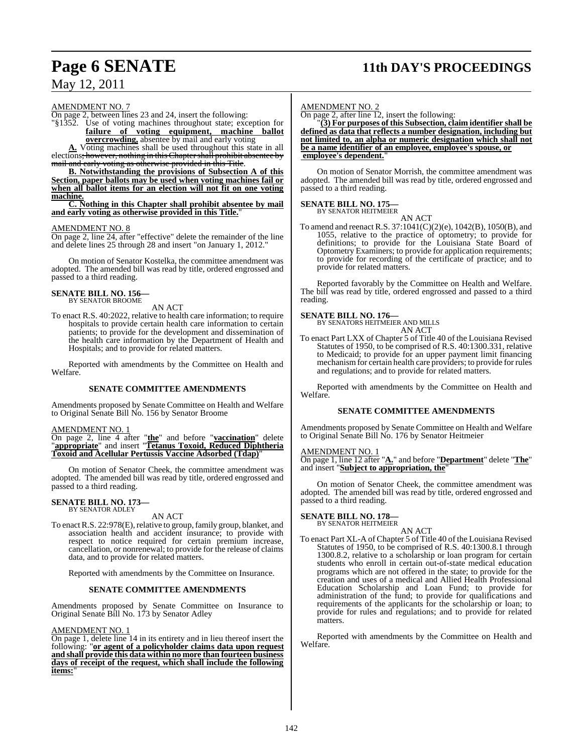AMENDMENT NO. 7

On page 2, between lines 23 and 24, insert the following:

"§1352. Use of voting machines throughout state; exception for **failure of voting equipment, machine ballot overcrowding,** absentee by mail and early voting

**A.** Voting machines shall be used throughout this state in all elections; however, nothing in this Chapter shall prohibit absentee by mail and early voting as otherwise provided in this Title.

**B. Notwithstanding the provisions of Subsection A of this Section, paper ballots may be used when voting machines fail or when all ballot items for an election will not fit on one voting machine.**

**C. Nothing in this Chapter shall prohibit absentee by mail and early voting as otherwise provided in this Title.**"

AMENDMENT NO. 8

On page 2, line 24, after "effective" delete the remainder of the line and delete lines 25 through 28 and insert "on January 1, 2012."

On motion of Senator Kostelka, the committee amendment was adopted. The amended bill was read by title, ordered engrossed and passed to a third reading.

**SENATE BILL NO. 156—**
BY SENATOR BROOME

AN ACT

To enact R.S. 40:2022, relative to health care information; to require hospitals to provide certain health care information to certain patients; to provide for the development and dissemination of the health care information by the Department of Health and Hospitals; and to provide for related matters.

Reported with amendments by the Committee on Health and Welfare.

**SENATE COMMITTEE AMENDMENTS**

Amendments proposed by Senate Committee on Health and Welfare to Original Senate Bill No. 156 by Senator Broome

AMENDMENT NO. 1

On page 2, line 4 after "**the**" and before "**vaccination**" delete "**appropriate**" and insert "**Tetanus Toxoid, Reduced Diphtheria Toxoid and Acellular Pertussis Vaccine Adsorbed (Tdap)**"

On motion of Senator Cheek, the committee amendment was adopted. The amended bill was read by title, ordered engrossed and passed to a third reading.

**SENATE BILL NO. 173—**
BY SENATOR ADLEY

AN ACT

To enact R.S. 22:978(E), relative to group, family group, blanket, and association health and accident insurance; to provide with respect to notice required for certain premium increase, cancellation, or nonrenewal; to provide for the release of claims data, and to provide for related matters.

Reported with amendments by the Committee on Insurance.

**SENATE COMMITTEE AMENDMENTS**

Amendments proposed by Senate Committee on Insurance to Original Senate Bill No. 173 by Senator Adley

AMENDMENT NO. 1

On page 1, delete line 14 in its entirety and in lieu thereof insert the following: "**or agent of a policyholder claims data upon request and shall provide this data within no more than fourteen business days of receipt of the request, which shall include the following items:**"

AMENDMENT NO. 2

On page 2, after line 12, insert the following:

"**(3) For purposes of this Subsection, claim identifier shall be defined as data that reflects a number designation, including but not limited to, an alpha or numeric designation which shall not be a name identifier of an employee, employee's spouse, or employee's dependent.**"

On motion of Senator Morrish, the committee amendment was adopted. The amended bill was read by title, ordered engrossed and passed to a third reading.

**SENATE BILL NO. 175—**
BY SENATOR HEITMEIER

AN ACT

To amend and reenact R.S. 37:1041(C)(2)(e), 1042(B), 1050(B), and 1055, relative to the practice of optometry; to provide for definitions; to provide for the Louisiana State Board of Optometry Examiners; to provide for application requirements; to provide for recording of the certificate of practice; and to provide for related matters.

Reported favorably by the Committee on Health and Welfare. The bill was read by title, ordered engrossed and passed to a third reading.

**SENATE BILL NO. 176—**
BY SENATORS HEITMEIER AND MILLS

AN ACT

To enact Part LXX of Chapter 5 of Title 40 of the Louisiana Revised Statutes of 1950, to be comprised of R.S. 40:1300.331, relative to Medicaid; to provide for an upper payment limit financing mechanism for certain health care providers; to provide for rules and regulations; and to provide for related matters.

Reported with amendments by the Committee on Health and Welfare.

**SENATE COMMITTEE AMENDMENTS**

Amendments proposed by Senate Committee on Health and Welfare to Original Senate Bill No. 176 by Senator Heitmeier

AMENDMENT NO. 1

On page 1, line 12 after "**A.**" and before "**Department**" delete "**The**" and insert "**Subject to appropriation, the**"

On motion of Senator Cheek, the committee amendment was adopted. The amended bill was read by title, ordered engrossed and passed to a third reading.

**SENATE BILL NO. 178—**
BY SENATOR HEITMEIER

AN ACT

To enact Part XL-A of Chapter 5 of Title 40 of the Louisiana Revised Statutes of 1950, to be comprised of R.S. 40:1300.8.1 through 1300.8.2, relative to a scholarship or loan program for certain students who enroll in certain out-of-state medical education programs which are not offered in the state; to provide for the creation and uses of a medical and Allied Health Professional Education Scholarship and Loan Fund; to provide for administration of the fund; to provide for qualifications and requirements of the applicants for the scholarship or loan; to provide for rules and regulations; and to provide for related matters.

Reported with amendments by the Committee on Health and Welfare.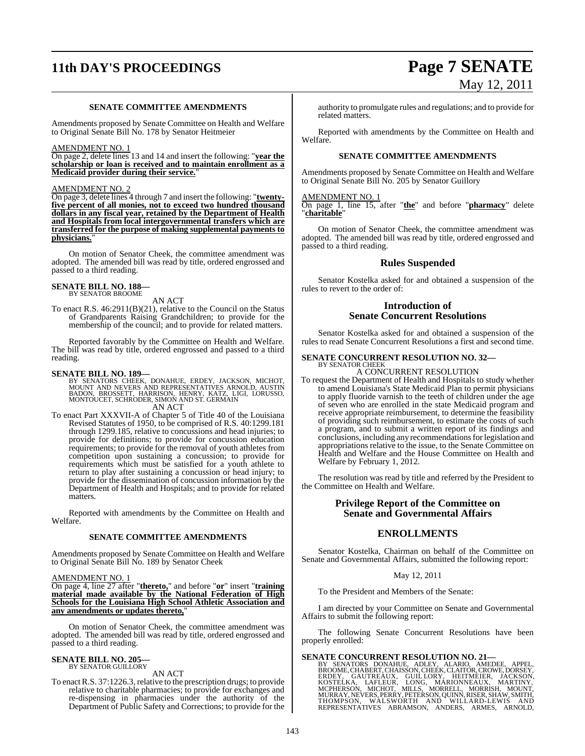**SENATE COMMITTEE AMENDMENTS**

Amendments proposed by Senate Committee on Health and Welfare to Original Senate Bill No. 178 by Senator Heitmeier

AMENDMENT NO. 1

On page 2, delete lines 13 and 14 and insert the following: "**year the scholarship or loan is received and to maintain enrollment as a Medicaid provider during their service.**"

AMENDMENT NO. 2

On page 3, delete lines 4 through 7 and insert the following: "**twenty-five percent of all monies, not to exceed two hundred thousand dollars in any fiscal year, retained by the Department of Health and Hospitals from local intergovernmental transfers which are transferred for the purpose of making supplemental payments to physicians.**"

On motion of Senator Cheek, the committee amendment was adopted. The amended bill was read by title, ordered engrossed and passed to a third reading.

**SENATE BILL NO. 188—**
BY SENATOR BROOME

AN ACT

To enact R.S. 46:2911(B)(21), relative to the Council on the Status of Grandparents Raising Grandchildren; to provide for the membership of the council; and to provide for related matters.

Reported favorably by the Committee on Health and Welfare. The bill was read by title, ordered engrossed and passed to a third reading.

**SENATE BILL NO. 189—**
BY SENATORS CHEEK, DONAHUE, ERDEY, JACKSON, MICHOT, MOUNT AND NEVERS AND REPRESENTATIVES ARNOLD, AUSTIN BADON, BROSSETT, HARRISON, HENRY, KATZ, LIGI, LORUSSO, MONTOUCET, SCHRODER, SIMON AND ST. GERMAIN

AN ACT

To enact Part XXXVII-A of Chapter 5 of Title 40 of the Louisiana Revised Statutes of 1950, to be comprised of R.S. 40:1299.181 through 1299.185, relative to concussions and head injuries; to provide for definitions; to provide for concussion education requirements; to provide for the removal of youth athletes from competition upon sustaining a concussion; to provide for requirements which must be satisfied for a youth athlete to return to play after sustaining a concussion or head injury; to provide for the dissemination of concussion information by the Department of Health and Hospitals; and to provide for related matters.

Reported with amendments by the Committee on Health and Welfare.

**SENATE COMMITTEE AMENDMENTS**

Amendments proposed by Senate Committee on Health and Welfare to Original Senate Bill No. 189 by Senator Cheek

AMENDMENT NO. 1

On page 4, line 27 after "**thereto,**" and before "**or**" insert "**training material made available by the National Federation of High Schools for the Louisiana High School Athletic Association and any amendments or updates thereto,**"

On motion of Senator Cheek, the committee amendment was adopted. The amended bill was read by title, ordered engrossed and passed to a third reading.

**SENATE BILL NO. 205—**
BY SENATOR GUILLORY

AN ACT

To enact R.S. 37:1226.3, relative to the prescription drugs; to provide relative to charitable pharmacies; to provide for exchanges and re-dispensing in pharmacies under the authority of the Department of Public Safety and Corrections; to provide for the authority to promulgate rules and regulations; and to provide for related matters.

Reported with amendments by the Committee on Health and Welfare.

**SENATE COMMITTEE AMENDMENTS**

Amendments proposed by Senate Committee on Health and Welfare to Original Senate Bill No. 205 by Senator Guillory

AMENDMENT NO. 1

On page 1, line 15, after "**the**" and before "**pharmacy**" delete "**charitable**"

On motion of Senator Cheek, the committee amendment was adopted. The amended bill was read by title, ordered engrossed and passed to a third reading.

## Rules Suspended

Senator Kostelka asked for and obtained a suspension of the rules to revert to the order of:

## Introduction of Senate Concurrent Resolutions

Senator Kostelka asked for and obtained a suspension of the rules to read Senate Concurrent Resolutions a first and second time.

**SENATE CONCURRENT RESOLUTION NO. 32—**
BY SENATOR CHEEK

A CONCURRENT RESOLUTION

To request the Department of Health and Hospitals to study whether to amend Louisiana's State Medicaid Plan to permit physicians to apply fluoride varnish to the teeth of children under the age of seven who are enrolled in the state Medicaid program and receive appropriate reimbursement, to determine the feasibility of providing such reimbursement, to estimate the costs of such a program, and to submit a written report of its findings and conclusions, including any recommendations for legislation and appropriations relative to the issue, to the Senate Committee on Health and Welfare and the House Committee on Health and Welfare by February 1, 2012.

The resolution was read by title and referred by the President to the Committee on Health and Welfare.

## Privilege Report of the Committee on Senate and Governmental Affairs

## ENROLLMENTS

Senator Kostelka, Chairman on behalf of the Committee on Senate and Governmental Affairs, submitted the following report:

May 12, 2011

To the President and Members of the Senate:

I am directed by your Committee on Senate and Governmental Affairs to submit the following report:

The following Senate Concurrent Resolutions have been properly enrolled:

**SENATE CONCURRENT RESOLUTION NO. 21—**
BY SENATORS DONAHUE, ADLEY, ALARIO, AMEDEE, APPEL, BROOME, CHABERT, CHAISSON, CHEEK, CLAITOR, CROWE, DORSEY, ERDEY, GAUTREAUX, GUILLORY, HEITMEIER, JACKSON, KOSTELKA, LAFLEUR, LONG, MARIONNEAUX, MARTINY, MCPHERSON, MICHOT, MILLS, MORRELL, MORRISH, MOUNT, MURRAY, NEVERS, PERRY, PETERSON, QUINN, RISER, SHAW, SMITH, THOMPSON, WALSWORTH AND WILLARD-LEWIS AND REPRESENTATIVES ABRAMSON, ANDERS, ARMES, ARNOLD,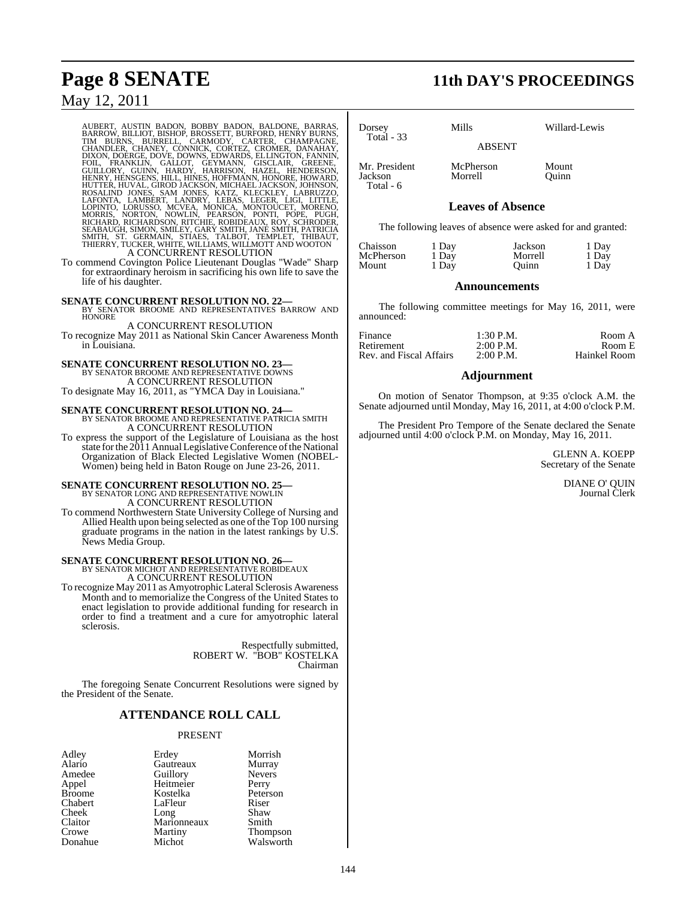AUBERT, AUSTIN BADON, BOBBY BADON, BALDONE, BARRAS, BARROW, BILLIOT, BISHOP, BROSSETT, BURFORD, HENRY BURNS, TIM BURNS, BURRELL, CARMODY, CARTER, CHAMPAGNE, CHANDLER, CHANEY, CONNICK, CORTEZ, CROMER, DANAHAY, DIXON, DOERGE, DOVE, DOWNS, EDWARDS, ELLINGTON, FANNIN, FOIL, FRANKLIN, GALLOT, GEYMANN, GISCLAIR, GREENE, GUILLORY, GUINN, HARDY, HARRISON, HAZEL, HENDERSON, HENRY, HENSGENS, HILL, HINES, HOFFMANN, HONORE, HOWARD, HUTTER, HUVAL, GIROD JACKSON, MICHAEL JACKSON, JOHNSON, ROSALIND JONES, SAM JONES, KATZ, KLECKLEY, LABRUZZO, LAFONTA, LAMBERT, LANDRY, LEBAS, LEGER, LIGI, LITTLE, LOPINTO, LORUSSO, MCVEA, MONICA, MONTOUCET, MORENO, MORRIS, NORTON, NOWLIN, PEARSON, PONTI, POPE, PUGH, RICHARD, RICHARDSON, RITCHIE, ROBIDEAUX, ROY, SCHRODER, SEABAUGH, SIMON, SMILEY, GARY SMITH, JANE SMITH, PATRICIA SMITH, ST. GERMAIN, STIAES, TALBOT, TEMPLET, THIBAUT, THIERRY, TUCKER, WHITE, WILLIAMS, WILLMOTT AND WOOTON

A CONCURRENT RESOLUTION

To commend Covington Police Lieutenant Douglas "Wade" Sharp for extraordinary heroism in sacrificing his own life to save the life of his daughter.

**SENATE CONCURRENT RESOLUTION NO. 22—**
BY SENATOR BROOME AND REPRESENTATIVES BARROW AND HONORE

A CONCURRENT RESOLUTION

To recognize May 2011 as National Skin Cancer Awareness Month in Louisiana.

**SENATE CONCURRENT RESOLUTION NO. 23—**
BY SENATOR BROOME AND REPRESENTATIVE DOWNS

A CONCURRENT RESOLUTION

To designate May 16, 2011, as "YMCA Day in Louisiana."

**SENATE CONCURRENT RESOLUTION NO. 24—**
BY SENATOR BROOME AND REPRESENTATIVE PATRICIA SMITH

A CONCURRENT RESOLUTION

To express the support of the Legislature of Louisiana as the host state for the 2011 Annual Legislative Conference of the National Organization of Black Elected Legislative Women (NOBEL-Women) being held in Baton Rouge on June 23-26, 2011.

**SENATE CONCURRENT RESOLUTION NO. 25—**
BY SENATOR LONG AND REPRESENTATIVE NOWLIN

A CONCURRENT RESOLUTION

To commend Northwestern State University College of Nursing and Allied Health upon being selected as one of the Top 100 nursing graduate programs in the nation in the latest rankings by U.S. News Media Group.

**SENATE CONCURRENT RESOLUTION NO. 26—**
BY SENATOR MICHOT AND REPRESENTATIVE ROBIDEAUX

A CONCURRENT RESOLUTION

To recognize May 2011 as Amyotrophic Lateral Sclerosis Awareness Month and to memorialize the Congress of the United States to enact legislation to provide additional funding for research in order to find a treatment and a cure for amyotrophic lateral sclerosis.

Respectfully submitted,
ROBERT W. "BOB" KOSTELKA
Chairman

The foregoing Senate Concurrent Resolutions were signed by the President of the Senate.

## ATTENDANCE ROLL CALL

PRESENT

| | | |
|---|---|---|
| Adley | Erdey | Morrish |
| Alario | Gautreaux | Murray |
| Amedee | Guillory | Nevers |
| Appel | Heitmeier | Perry |
| Broome | Kostelka | Peterson |
| Chabert | LaFleur | Riser |
| Cheek | Long | Shaw |
| Claitor | Marionneaux | Smith |
| Crowe | Martiny | Thompson |
| Donahue | Michot | Walsworth |
| Dorsey | Mills | Willard-Lewis |

Total - 33

ABSENT

| | | |
|---|---|---|
| Mr. President | McPherson | Mount |
| Jackson | Morrell | Quinn |

Total - 6

## Leaves of Absence

The following leaves of absence were asked for and granted:

| | | | |
|---|---|---|---|
| Chaisson | 1 Day | Jackson | 1 Day |
| McPherson | 1 Day | Morrell | 1 Day |
| Mount | 1 Day | Quinn | 1 Day |

## Announcements

The following committee meetings for May 16, 2011, were announced:

| | | |
|---|---|---|
| Finance | 1:30 P.M. | Room A |
| Retirement | 2:00 P.M. | Room E |
| Rev. and Fiscal Affairs | 2:00 P.M. | Hainkel Room |

## Adjournment

On motion of Senator Thompson, at 9:35 o'clock A.M. the Senate adjourned until Monday, May 16, 2011, at 4:00 o'clock P.M.

The President Pro Tempore of the Senate declared the Senate adjourned until 4:00 o'clock P.M. on Monday, May 16, 2011.

GLENN A. KOEPP
Secretary of the Senate

DIANE O' QUIN
Journal Clerk